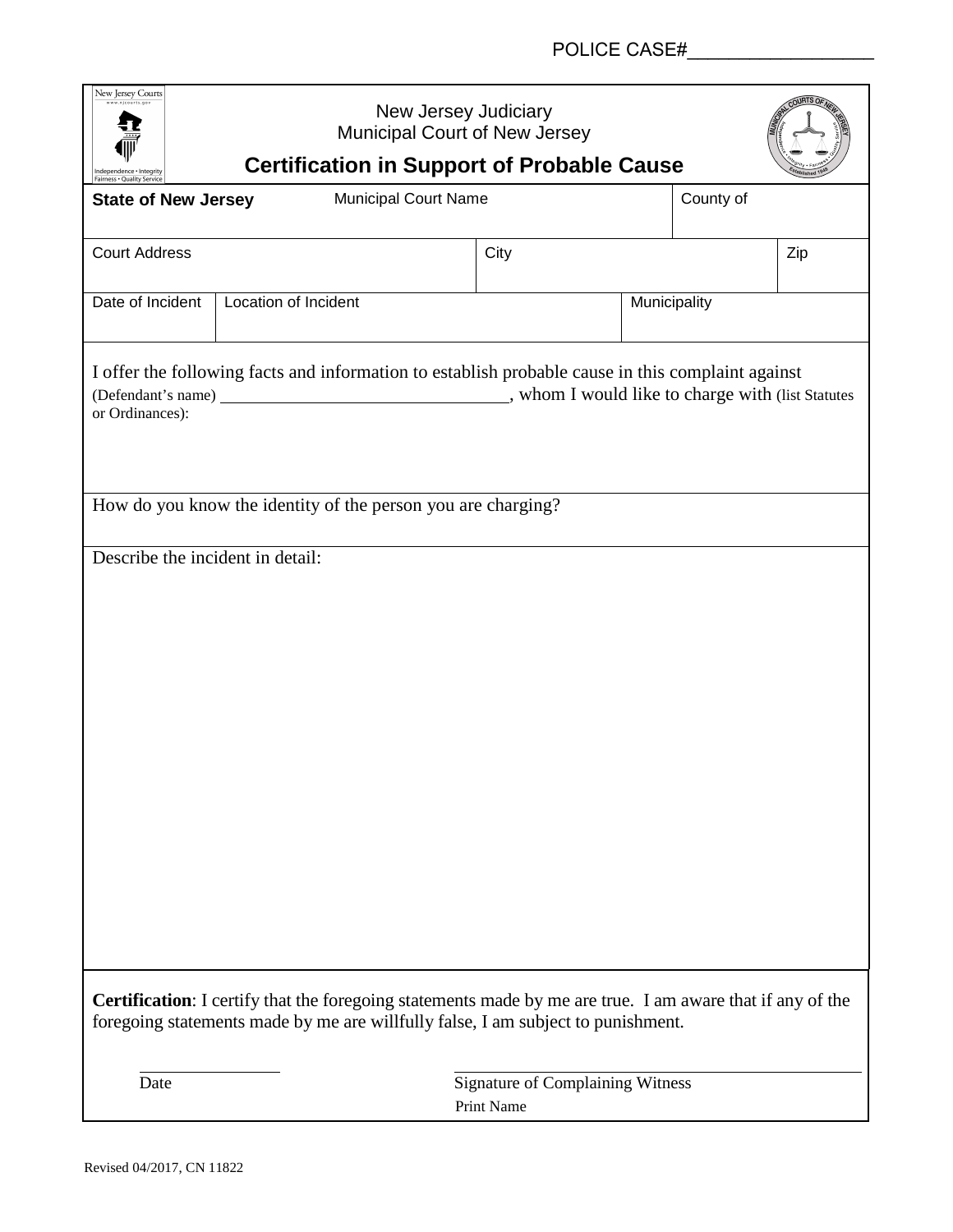POLICE CASE#__________________

New Jersey Judiciary
Municipal Court of New Jersey

# Certification in Support of Probable Cause

| | | | |
|---|---|---|---|
| **State of New Jersey** | Municipal Court Name | | County of |
| Court Address | | City | Zip |
| Date of Incident | Location of Incident | | Municipality |

I offer the following facts and information to establish probable cause in this complaint against (Defendant's name) ________________________________, whom I would like to charge with (list Statutes or Ordinances):

How do you know the identity of the person you are charging?

Describe the incident in detail:

**Certification**: I certify that the foregoing statements made by me are true. I am aware that if any of the foregoing statements made by me are willfully false, I am subject to punishment.

________________ ________________________________________________

Date Signature of Complaining Witness

Print Name

Revised 04/2017, CN 11822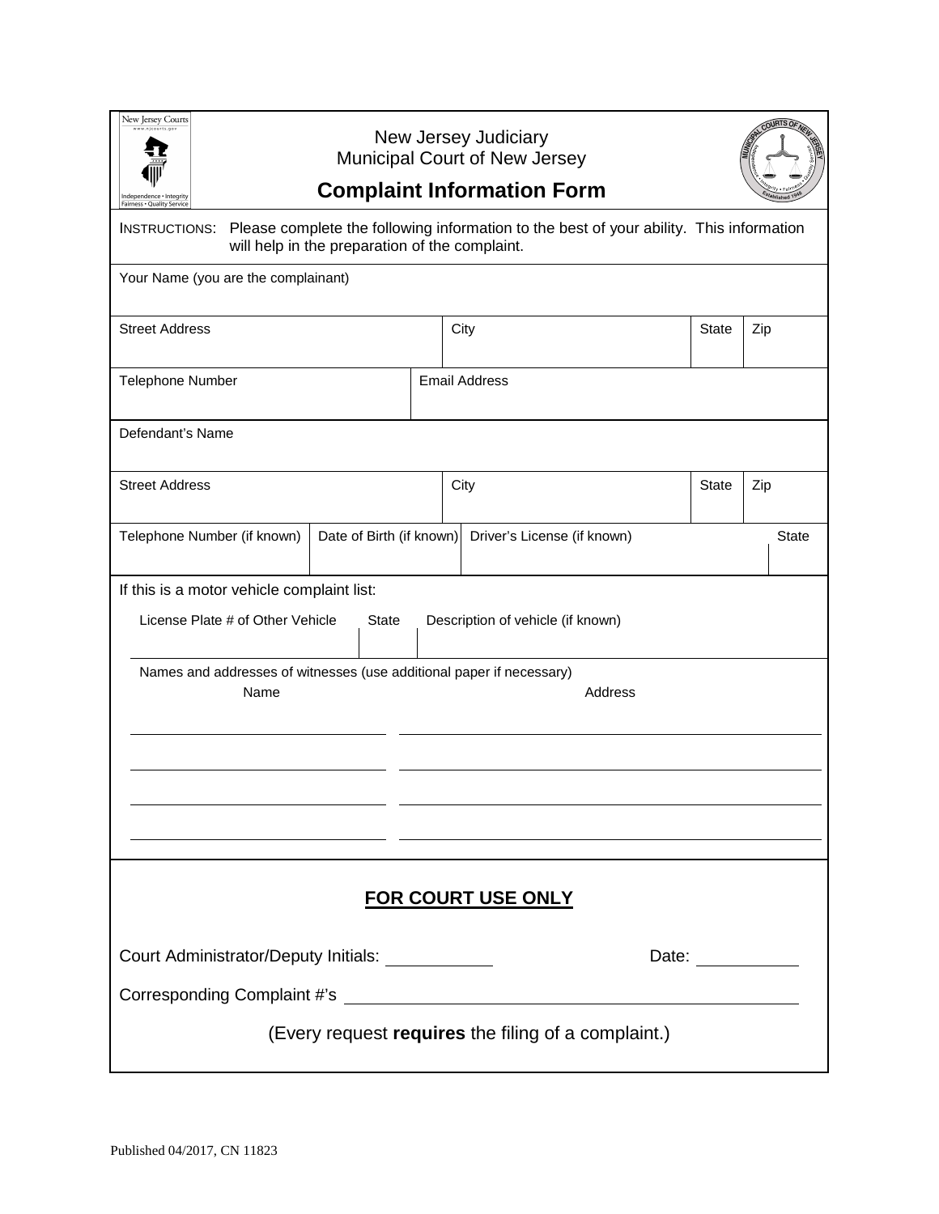New Jersey Courts
www.njcourts.gov
Independence • Integrity
Fairness • Quality Service

New Jersey Judiciary
Municipal Court of New Jersey

# Complaint Information Form

INSTRUCTIONS: Please complete the following information to the best of your ability. This information will help in the preparation of the complaint.

Your Name (you are the complainant)

| | | | |
|---|---|---|---|
| Street Address | City | State | Zip |

| | |
|---|---|
| Telephone Number | Email Address |

Defendant's Name

| | | | |
|---|---|---|---|
| Street Address | City | State | Zip |

| | | | |
|---|---|---|---|
| Telephone Number (if known) | Date of Birth (if known) | Driver's License (if known) | State |

If this is a motor vehicle complaint list:

| | | |
|---|---|---|
| License Plate # of Other Vehicle | State | Description of vehicle (if known) |

Names and addresses of witnesses (use additional paper if necessary)

| Name | Address |
|---|---|
| | |
| | |
| | |
| | |

## FOR COURT USE ONLY

Court Administrator/Deputy Initials: ____________ Date: ____________

Corresponding Complaint #'s ________________________________________

(Every request **requires** the filing of a complaint.)

Published 04/2017, CN 11823